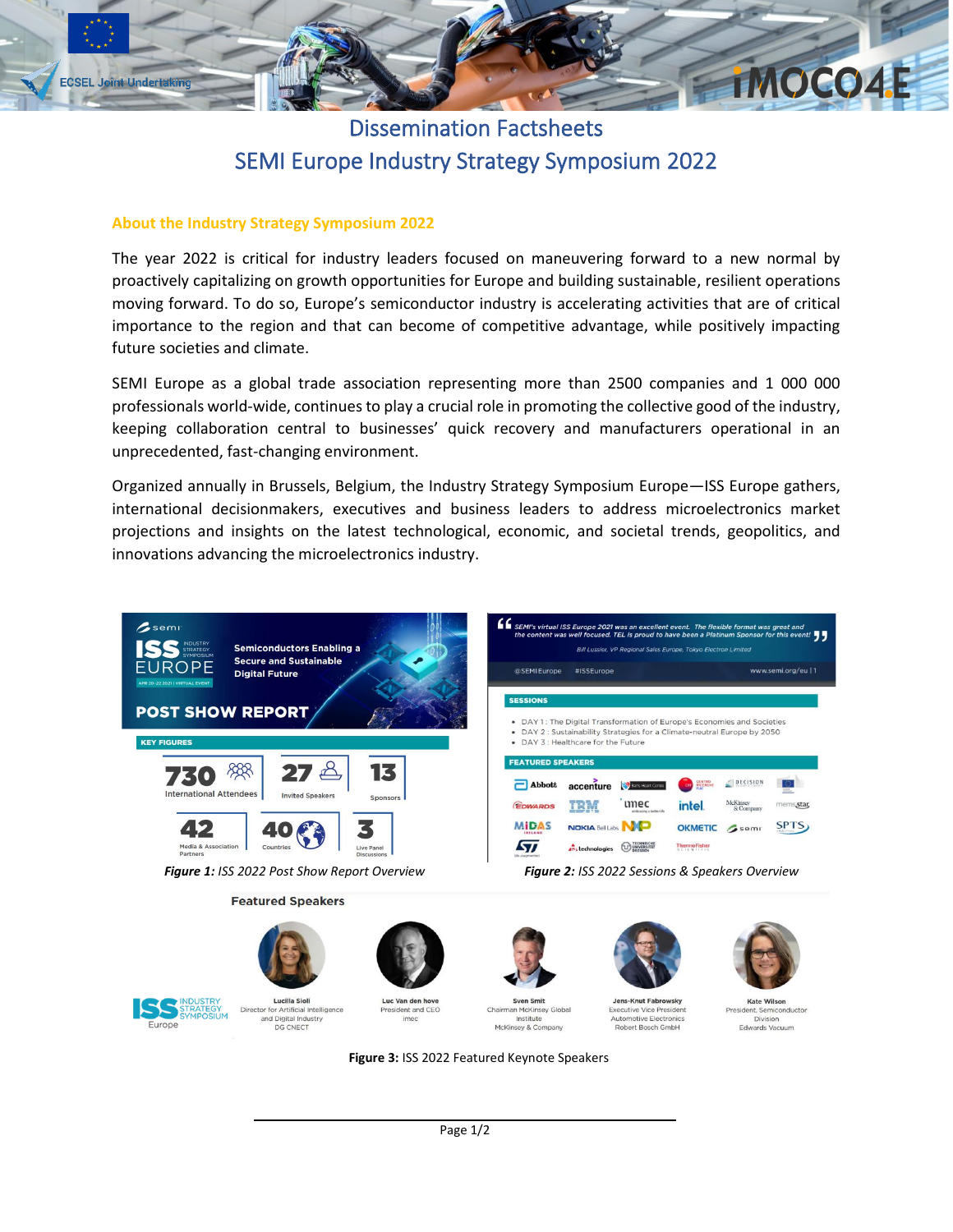# Dissemination Factsheets

# SEMI Europe Industry Strategy Symposium 2022

## About the Industry Strategy Symposium 2022

The year 2022 is critical for industry leaders focused on maneuvering forward to a new normal by proactively capitalizing on growth opportunities for Europe and building sustainable, resilient operations moving forward. To do so, Europe's semiconductor industry is accelerating activities that are of critical importance to the region and that can become of competitive advantage, while positively impacting future societies and climate.

SEMI Europe as a global trade association representing more than 2500 companies and 1 000 000 professionals world-wide, continues to play a crucial role in promoting the collective good of the industry, keeping collaboration central to businesses' quick recovery and manufacturers operational in an unprecedented, fast-changing environment.

Organized annually in Brussels, Belgium, the Industry Strategy Symposium Europe—ISS Europe gathers, international decisionmakers, executives and business leaders to address microelectronics market projections and insights on the latest technological, economic, and societal trends, geopolitics, and innovations advancing the microelectronics industry.

**Figure 1:** *ISS 2022 Post Show Report Overview*

**Figure 2:** *ISS 2022 Sessions & Speakers Overview*

**Figure 3:** ISS 2022 Featured Keynote Speakers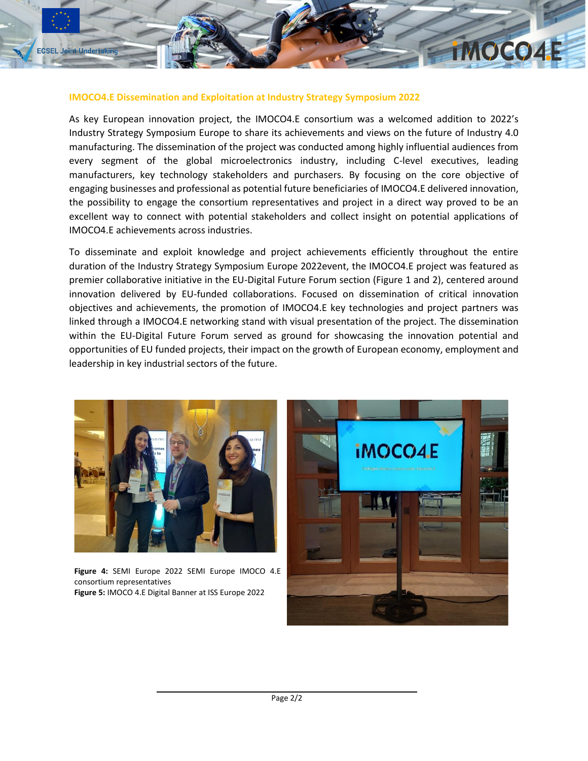## IMOCO4.E Dissemination and Exploitation at Industry Strategy Symposium 2022

As key European innovation project, the IMOCO4.E consortium was a welcomed addition to 2022's Industry Strategy Symposium Europe to share its achievements and views on the future of Industry 4.0 manufacturing. The dissemination of the project was conducted among highly influential audiences from every segment of the global microelectronics industry, including C-level executives, leading manufacturers, key technology stakeholders and purchasers. By focusing on the core objective of engaging businesses and professional as potential future beneficiaries of IMOCO4.E delivered innovation, the possibility to engage the consortium representatives and project in a direct way proved to be an excellent way to connect with potential stakeholders and collect insight on potential applications of IMOCO4.E achievements across industries.

To disseminate and exploit knowledge and project achievements efficiently throughout the entire duration of the Industry Strategy Symposium Europe 2022event, the IMOCO4.E project was featured as premier collaborative initiative in the EU-Digital Future Forum section (Figure 1 and 2), centered around innovation delivered by EU-funded collaborations. Focused on dissemination of critical innovation objectives and achievements, the promotion of IMOCO4.E key technologies and project partners was linked through a IMOCO4.E networking stand with visual presentation of the project. The dissemination within the EU-Digital Future Forum served as ground for showcasing the innovation potential and opportunities of EU funded projects, their impact on the growth of European economy, employment and leadership in key industrial sectors of the future.

**Figure 4:** SEMI Europe 2022 SEMI Europe IMOCO 4.E consortium representatives
**Figure 5:** IMOCO 4.E Digital Banner at ISS Europe 2022